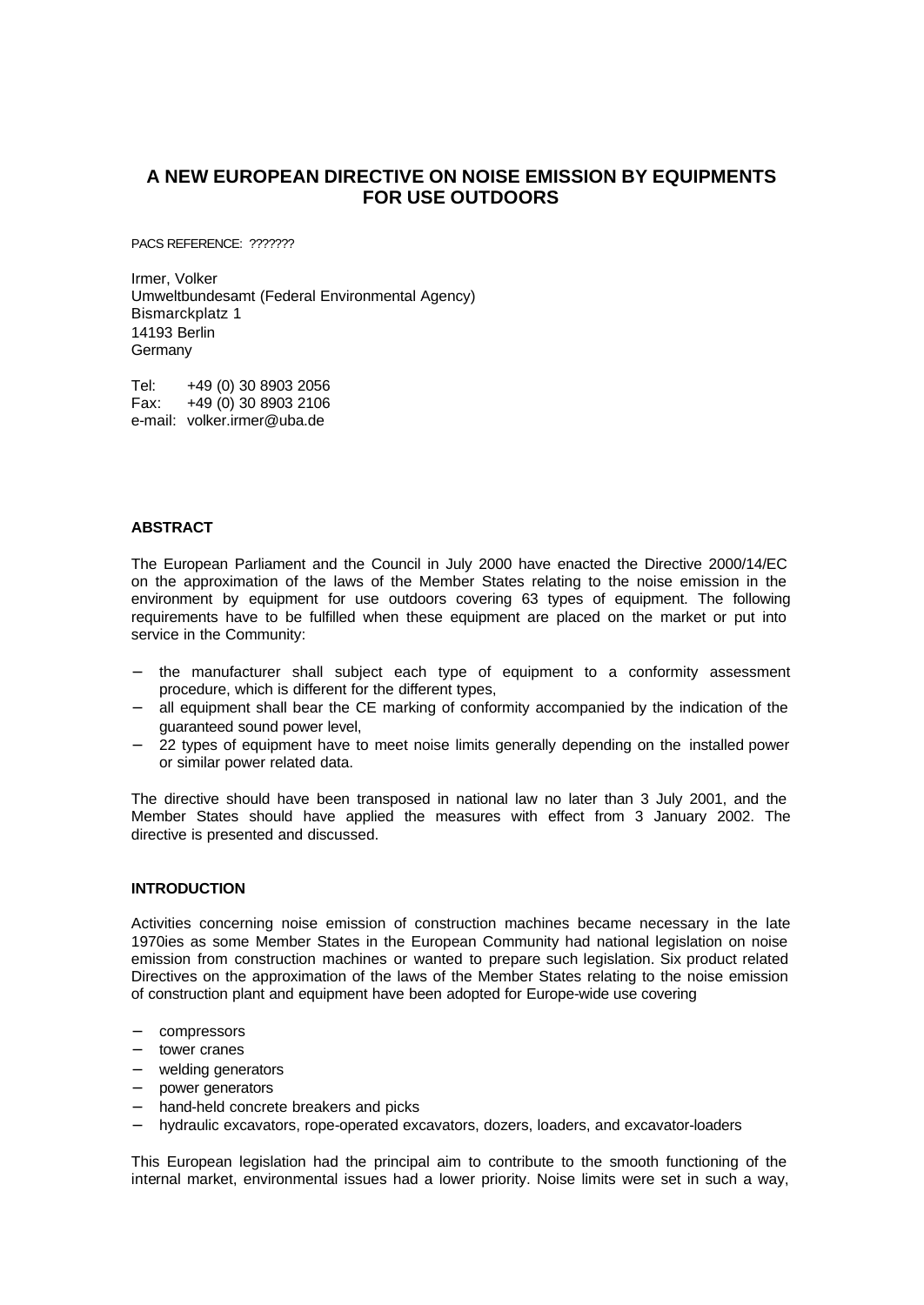# A NEW EUROPEAN DIRECTIVE ON NOISE EMISSION BY EQUIPMENTS FOR USE OUTDOORS

PACS REFERENCE: ???????

Irmer, Volker
Umweltbundesamt (Federal Environmental Agency)
Bismarckplatz 1
14193 Berlin
Germany

Tel: +49 (0) 30 8903 2056
Fax: +49 (0) 30 8903 2106
e-mail: volker.irmer@uba.de

## ABSTRACT

The European Parliament and the Council in July 2000 have enacted the Directive 2000/14/EC on the approximation of the laws of the Member States relating to the noise emission in the environment by equipment for use outdoors covering 63 types of equipment. The following requirements have to be fulfilled when these equipment are placed on the market or put into service in the Community:

- the manufacturer shall subject each type of equipment to a conformity assessment procedure, which is different for the different types,
- all equipment shall bear the CE marking of conformity accompanied by the indication of the guaranteed sound power level,
- 22 types of equipment have to meet noise limits generally depending on the installed power or similar power related data.

The directive should have been transposed in national law no later than 3 July 2001, and the Member States should have applied the measures with effect from 3 January 2002. The directive is presented and discussed.

## INTRODUCTION

Activities concerning noise emission of construction machines became necessary in the late 1970ies as some Member States in the European Community had national legislation on noise emission from construction machines or wanted to prepare such legislation. Six product related Directives on the approximation of the laws of the Member States relating to the noise emission of construction plant and equipment have been adopted for Europe-wide use covering

- compressors
- tower cranes
- welding generators
- power generators
- hand-held concrete breakers and picks
- hydraulic excavators, rope-operated excavators, dozers, loaders, and excavator-loaders

This European legislation had the principal aim to contribute to the smooth functioning of the internal market, environmental issues had a lower priority. Noise limits were set in such a way,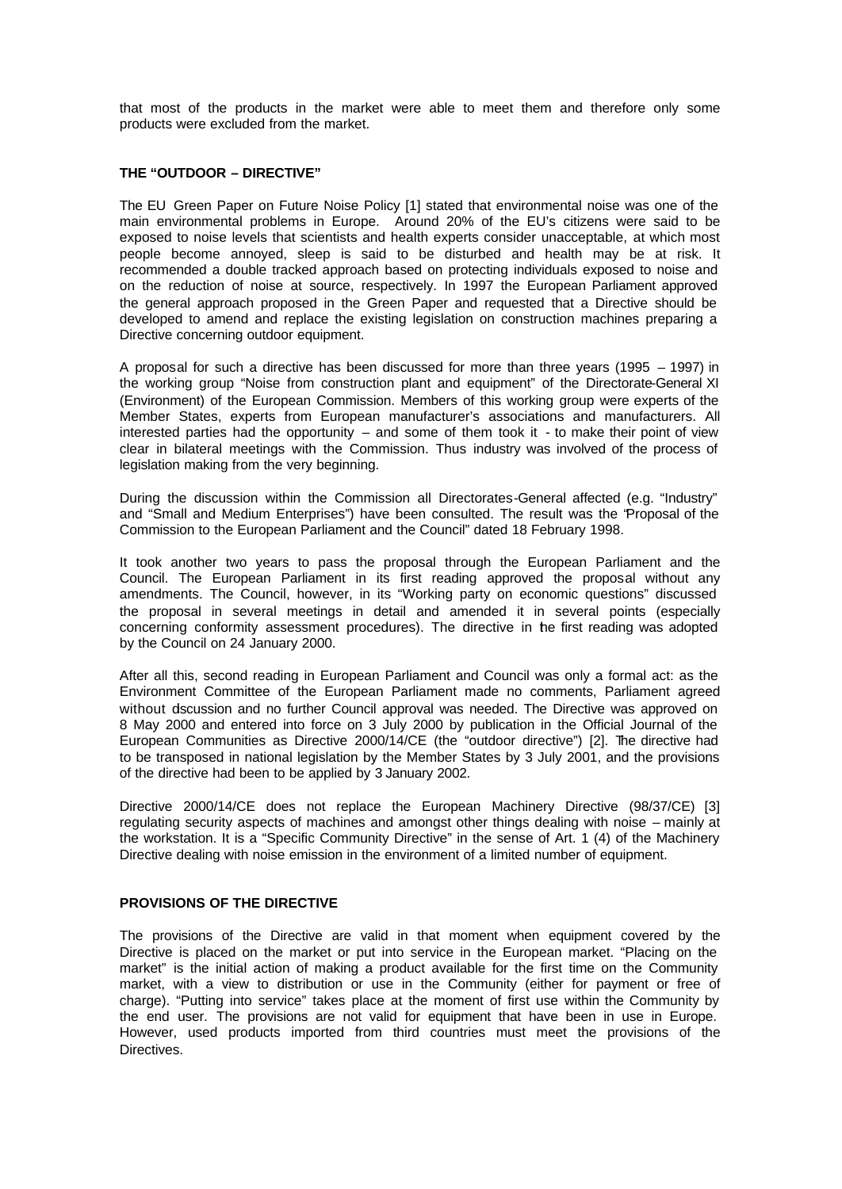that most of the products in the market were able to meet them and therefore only some products were excluded from the market.

## THE "OUTDOOR – DIRECTIVE"

The EU Green Paper on Future Noise Policy [1] stated that environmental noise was one of the main environmental problems in Europe. Around 20% of the EU's citizens were said to be exposed to noise levels that scientists and health experts consider unacceptable, at which most people become annoyed, sleep is said to be disturbed and health may be at risk. It recommended a double tracked approach based on protecting individuals exposed to noise and on the reduction of noise at source, respectively. In 1997 the European Parliament approved the general approach proposed in the Green Paper and requested that a Directive should be developed to amend and replace the existing legislation on construction machines preparing a Directive concerning outdoor equipment.

A proposal for such a directive has been discussed for more than three years (1995 – 1997) in the working group "Noise from construction plant and equipment" of the Directorate-General XI (Environment) of the European Commission. Members of this working group were experts of the Member States, experts from European manufacturer's associations and manufacturers. All interested parties had the opportunity – and some of them took it - to make their point of view clear in bilateral meetings with the Commission. Thus industry was involved of the process of legislation making from the very beginning.

During the discussion within the Commission all Directorates-General affected (e.g. "Industry" and "Small and Medium Enterprises") have been consulted. The result was the "Proposal of the Commission to the European Parliament and the Council" dated 18 February 1998.

It took another two years to pass the proposal through the European Parliament and the Council. The European Parliament in its first reading approved the proposal without any amendments. The Council, however, in its "Working party on economic questions" discussed the proposal in several meetings in detail and amended it in several points (especially concerning conformity assessment procedures). The directive in the first reading was adopted by the Council on 24 January 2000.

After all this, second reading in European Parliament and Council was only a formal act: as the Environment Committee of the European Parliament made no comments, Parliament agreed without discussion and no further Council approval was needed. The Directive was approved on 8 May 2000 and entered into force on 3 July 2000 by publication in the Official Journal of the European Communities as Directive 2000/14/CE (the "outdoor directive") [2]. The directive had to be transposed in national legislation by the Member States by 3 July 2001, and the provisions of the directive had been to be applied by 3 January 2002.

Directive 2000/14/CE does not replace the European Machinery Directive (98/37/CE) [3] regulating security aspects of machines and amongst other things dealing with noise – mainly at the workstation. It is a "Specific Community Directive" in the sense of Art. 1 (4) of the Machinery Directive dealing with noise emission in the environment of a limited number of equipment.

## PROVISIONS OF THE DIRECTIVE

The provisions of the Directive are valid in that moment when equipment covered by the Directive is placed on the market or put into service in the European market. "Placing on the market" is the initial action of making a product available for the first time on the Community market, with a view to distribution or use in the Community (either for payment or free of charge). "Putting into service" takes place at the moment of first use within the Community by the end user. The provisions are not valid for equipment that have been in use in Europe. However, used products imported from third countries must meet the provisions of the Directives.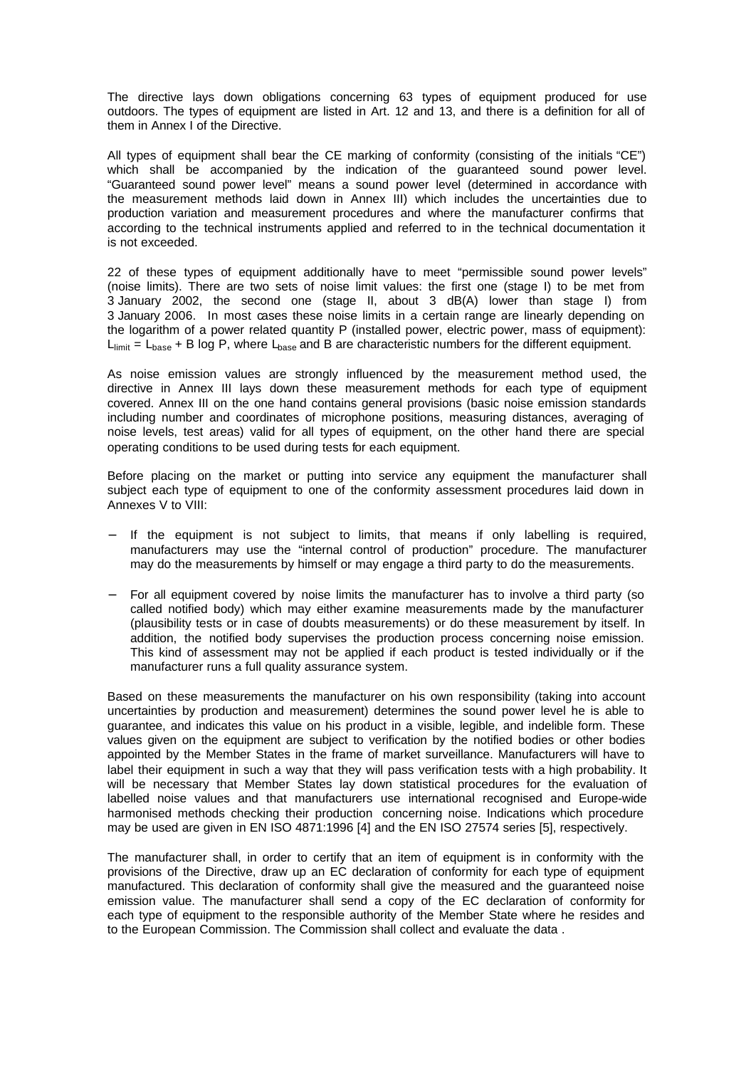The directive lays down obligations concerning 63 types of equipment produced for use outdoors. The types of equipment are listed in Art. 12 and 13, and there is a definition for all of them in Annex I of the Directive.

All types of equipment shall bear the CE marking of conformity (consisting of the initials "CE") which shall be accompanied by the indication of the guaranteed sound power level. "Guaranteed sound power level" means a sound power level (determined in accordance with the measurement methods laid down in Annex III) which includes the uncertainties due to production variation and measurement procedures and where the manufacturer confirms that according to the technical instruments applied and referred to in the technical documentation it is not exceeded.

22 of these types of equipment additionally have to meet "permissible sound power levels" (noise limits). There are two sets of noise limit values: the first one (stage I) to be met from 3 January 2002, the second one (stage II, about 3 dB(A) lower than stage I) from 3 January 2006. In most cases these noise limits in a certain range are linearly depending on the logarithm of a power related quantity P (installed power, electric power, mass of equipment): $L_{limit} = L_{base} + B \log P$, where $L_{base}$ and B are characteristic numbers for the different equipment.

As noise emission values are strongly influenced by the measurement method used, the directive in Annex III lays down these measurement methods for each type of equipment covered. Annex III on the one hand contains general provisions (basic noise emission standards including number and coordinates of microphone positions, measuring distances, averaging of noise levels, test areas) valid for all types of equipment, on the other hand there are special operating conditions to be used during tests for each equipment.

Before placing on the market or putting into service any equipment the manufacturer shall subject each type of equipment to one of the conformity assessment procedures laid down in Annexes V to VIII:

- If the equipment is not subject to limits, that means if only labelling is required, manufacturers may use the "internal control of production" procedure. The manufacturer may do the measurements by himself or may engage a third party to do the measurements.
- For all equipment covered by noise limits the manufacturer has to involve a third party (so called notified body) which may either examine measurements made by the manufacturer (plausibility tests or in case of doubts measurements) or do these measurement by itself. In addition, the notified body supervises the production process concerning noise emission. This kind of assessment may not be applied if each product is tested individually or if the manufacturer runs a full quality assurance system.

Based on these measurements the manufacturer on his own responsibility (taking into account uncertainties by production and measurement) determines the sound power level he is able to guarantee, and indicates this value on his product in a visible, legible, and indelible form. These values given on the equipment are subject to verification by the notified bodies or other bodies appointed by the Member States in the frame of market surveillance. Manufacturers will have to label their equipment in such a way that they will pass verification tests with a high probability. It will be necessary that Member States lay down statistical procedures for the evaluation of labelled noise values and that manufacturers use international recognised and Europe-wide harmonised methods checking their production concerning noise. Indications which procedure may be used are given in EN ISO 4871:1996 [4] and the EN ISO 27574 series [5], respectively.

The manufacturer shall, in order to certify that an item of equipment is in conformity with the provisions of the Directive, draw up an EC declaration of conformity for each type of equipment manufactured. This declaration of conformity shall give the measured and the guaranteed noise emission value. The manufacturer shall send a copy of the EC declaration of conformity for each type of equipment to the responsible authority of the Member State where he resides and to the European Commission. The Commission shall collect and evaluate the data .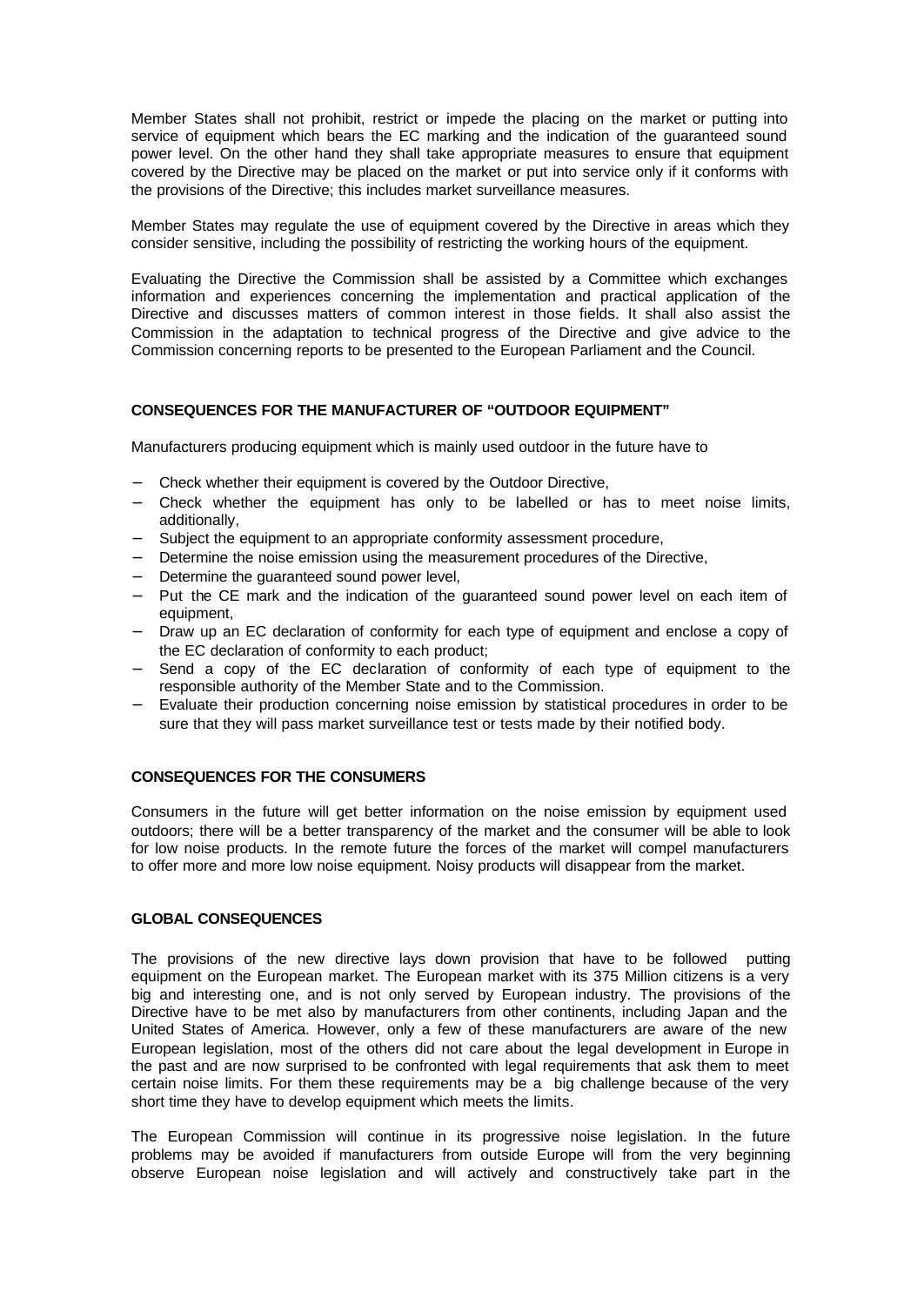Member States shall not prohibit, restrict or impede the placing on the market or putting into service of equipment which bears the EC marking and the indication of the guaranteed sound power level. On the other hand they shall take appropriate measures to ensure that equipment covered by the Directive may be placed on the market or put into service only if it conforms with the provisions of the Directive; this includes market surveillance measures.

Member States may regulate the use of equipment covered by the Directive in areas which they consider sensitive, including the possibility of restricting the working hours of the equipment.

Evaluating the Directive the Commission shall be assisted by a Committee which exchanges information and experiences concerning the implementation and practical application of the Directive and discusses matters of common interest in those fields. It shall also assist the Commission in the adaptation to technical progress of the Directive and give advice to the Commission concerning reports to be presented to the European Parliament and the Council.

## CONSEQUENCES FOR THE MANUFACTURER OF "OUTDOOR EQUIPMENT"

Manufacturers producing equipment which is mainly used outdoor in the future have to

- Check whether their equipment is covered by the Outdoor Directive,
- Check whether the equipment has only to be labelled or has to meet noise limits, additionally,
- Subject the equipment to an appropriate conformity assessment procedure,
- Determine the noise emission using the measurement procedures of the Directive,
- Determine the guaranteed sound power level,
- Put the CE mark and the indication of the guaranteed sound power level on each item of equipment,
- Draw up an EC declaration of conformity for each type of equipment and enclose a copy of the EC declaration of conformity to each product;
- Send a copy of the EC declaration of conformity of each type of equipment to the responsible authority of the Member State and to the Commission.
- Evaluate their production concerning noise emission by statistical procedures in order to be sure that they will pass market surveillance test or tests made by their notified body.

## CONSEQUENCES FOR THE CONSUMERS

Consumers in the future will get better information on the noise emission by equipment used outdoors; there will be a better transparency of the market and the consumer will be able to look for low noise products. In the remote future the forces of the market will compel manufacturers to offer more and more low noise equipment. Noisy products will disappear from the market.

## GLOBAL CONSEQUENCES

The provisions of the new directive lays down provision that have to be followed putting equipment on the European market. The European market with its 375 Million citizens is a very big and interesting one, and is not only served by European industry. The provisions of the Directive have to be met also by manufacturers from other continents, including Japan and the United States of America. However, only a few of these manufacturers are aware of the new European legislation, most of the others did not care about the legal development in Europe in the past and are now surprised to be confronted with legal requirements that ask them to meet certain noise limits. For them these requirements may be a big challenge because of the very short time they have to develop equipment which meets the limits.

The European Commission will continue in its progressive noise legislation. In the future problems may be avoided if manufacturers from outside Europe will from the very beginning observe European noise legislation and will actively and constructively take part in the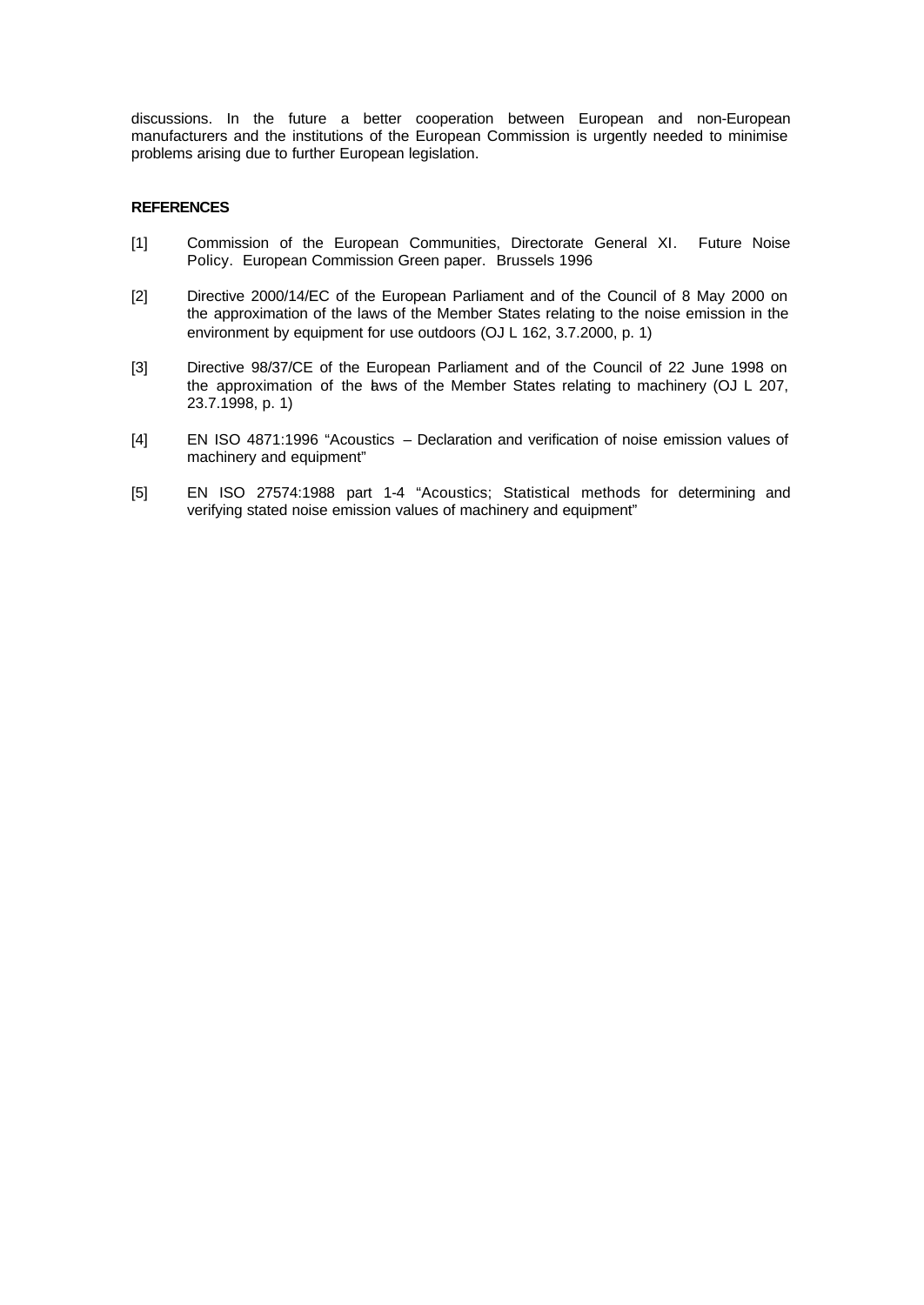discussions. In the future a better cooperation between European and non-European manufacturers and the institutions of the European Commission is urgently needed to minimise problems arising due to further European legislation.

**REFERENCES**

[1] Commission of the European Communities, Directorate General XI. Future Noise Policy. European Commission Green paper. Brussels 1996

[2] Directive 2000/14/EC of the European Parliament and of the Council of 8 May 2000 on the approximation of the laws of the Member States relating to the noise emission in the environment by equipment for use outdoors (OJ L 162, 3.7.2000, p. 1)

[3] Directive 98/37/CE of the European Parliament and of the Council of 22 June 1998 on the approximation of the laws of the Member States relating to machinery (OJ L 207, 23.7.1998, p. 1)

[4] EN ISO 4871:1996 "Acoustics – Declaration and verification of noise emission values of machinery and equipment"

[5] EN ISO 27574:1988 part 1-4 "Acoustics; Statistical methods for determining and verifying stated noise emission values of machinery and equipment"